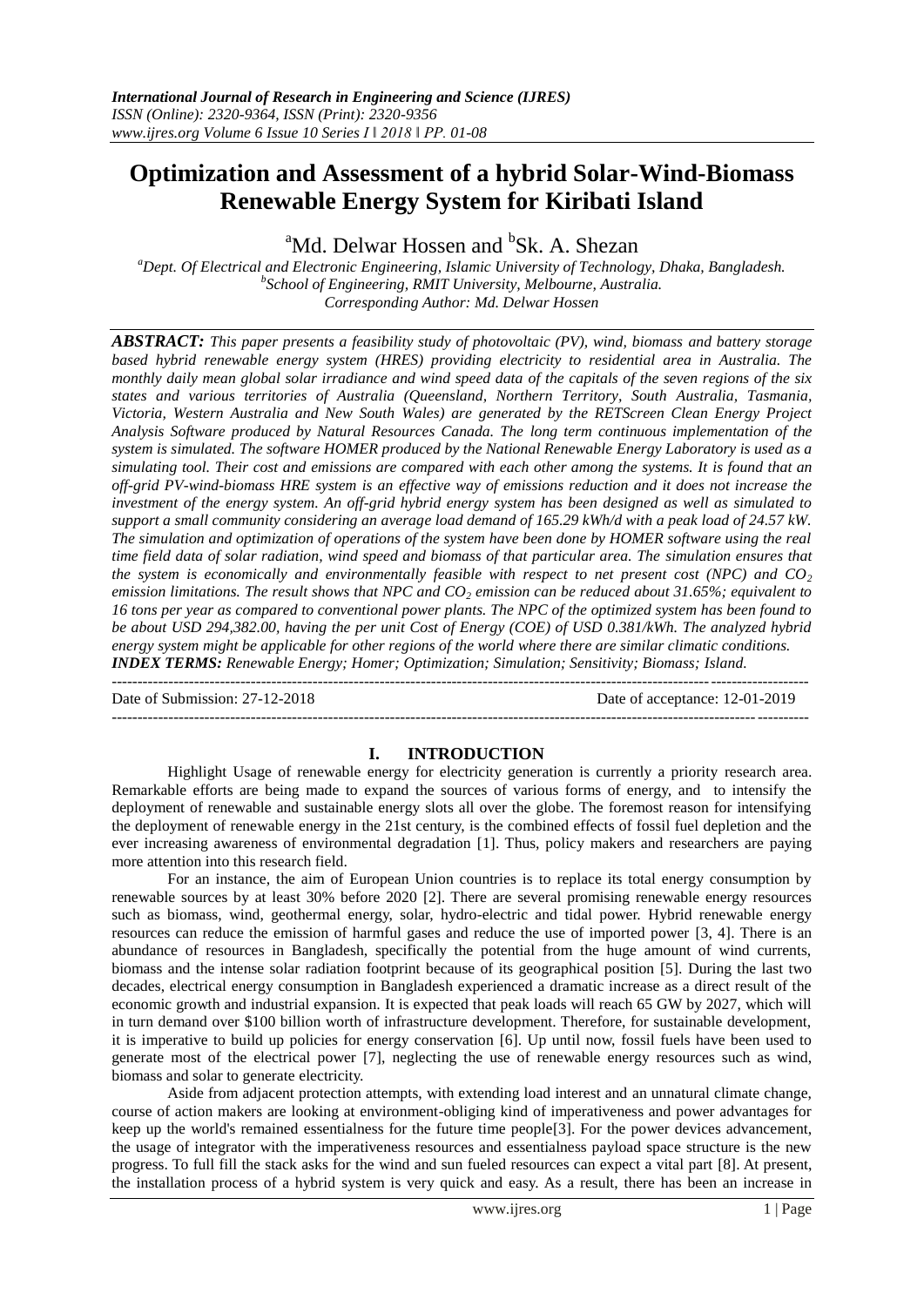# Optimization and Assessment of a hybrid Solar-Wind-Biomass Renewable Energy System for Kiribati Island

[a]Md. Delwar Hossen and [b]Sk. A. Shezan

[a]*Dept. Of Electrical and Electronic Engineering, Islamic University of Technology, Dhaka, Bangladesh.*
[b]*School of Engineering, RMIT University, Melbourne, Australia.*
*Corresponding Author: Md. Delwar Hossen*

***ABSTRACT:*** *This paper presents a feasibility study of photovoltaic (PV), wind, biomass and battery storage based hybrid renewable energy system (HRES) providing electricity to residential area in Australia. The monthly daily mean global solar irradiance and wind speed data of the capitals of the seven regions of the six states and various territories of Australia (Queensland, Northern Territory, South Australia, Tasmania, Victoria, Western Australia and New South Wales) are generated by the RETScreen Clean Energy Project Analysis Software produced by Natural Resources Canada. The long term continuous implementation of the system is simulated. The software HOMER produced by the National Renewable Energy Laboratory is used as a simulating tool. Their cost and emissions are compared with each other among the systems. It is found that an off-grid PV-wind-biomass HRE system is an effective way of emissions reduction and it does not increase the investment of the energy system. An off-grid hybrid energy system has been designed as well as simulated to support a small community considering an average load demand of 165.29 kWh/d with a peak load of 24.57 kW. The simulation and optimization of operations of the system have been done by HOMER software using the real time field data of solar radiation, wind speed and biomass of that particular area. The simulation ensures that the system is economically and environmentally feasible with respect to net present cost (NPC) and $CO_2$ emission limitations. The result shows that NPC and $CO_2$ emission can be reduced about 31.65%; equivalent to 16 tons per year as compared to conventional power plants. The NPC of the optimized system has been found to be about USD 294,382.00, having the per unit Cost of Energy (COE) of USD 0.381/kWh. The analyzed hybrid energy system might be applicable for other regions of the world where there are similar climatic conditions.*
***INDEX TERMS:*** *Renewable Energy; Homer; Optimization; Simulation; Sensitivity; Biomass; Island.*

---

Date of Submission: 27-12-2018 Date of acceptance: 12-01-2019

---

## I. INTRODUCTION

Highlight Usage of renewable energy for electricity generation is currently a priority research area. Remarkable efforts are being made to expand the sources of various forms of energy, and to intensify the deployment of renewable and sustainable energy slots all over the globe. The foremost reason for intensifying the deployment of renewable energy in the 21st century, is the combined effects of fossil fuel depletion and the ever increasing awareness of environmental degradation [1]. Thus, policy makers and researchers are paying more attention into this research field.

For an instance, the aim of European Union countries is to replace its total energy consumption by renewable sources by at least 30% before 2020 [2]. There are several promising renewable energy resources such as biomass, wind, geothermal energy, solar, hydro-electric and tidal power. Hybrid renewable energy resources can reduce the emission of harmful gases and reduce the use of imported power [3, 4]. There is an abundance of resources in Bangladesh, specifically the potential from the huge amount of wind currents, biomass and the intense solar radiation footprint because of its geographical position [5]. During the last two decades, electrical energy consumption in Bangladesh experienced a dramatic increase as a direct result of the economic growth and industrial expansion. It is expected that peak loads will reach 65 GW by 2027, which will in turn demand over $100 billion worth of infrastructure development. Therefore, for sustainable development, it is imperative to build up policies for energy conservation [6]. Up until now, fossil fuels have been used to generate most of the electrical power [7], neglecting the use of renewable energy resources such as wind, biomass and solar to generate electricity.

Aside from adjacent protection attempts, with extending load interest and an unnatural climate change, course of action makers are looking at environment-obliging kind of imperativeness and power advantages for keep up the world's remained essentialness for the future time people[3]. For the power devices advancement, the usage of integrator with the imperativeness resources and essentialness payload space structure is the new progress. To full fill the stack asks for the wind and sun fueled resources can expect a vital part [8]. At present, the installation process of a hybrid system is very quick and easy. As a result, there has been an increase in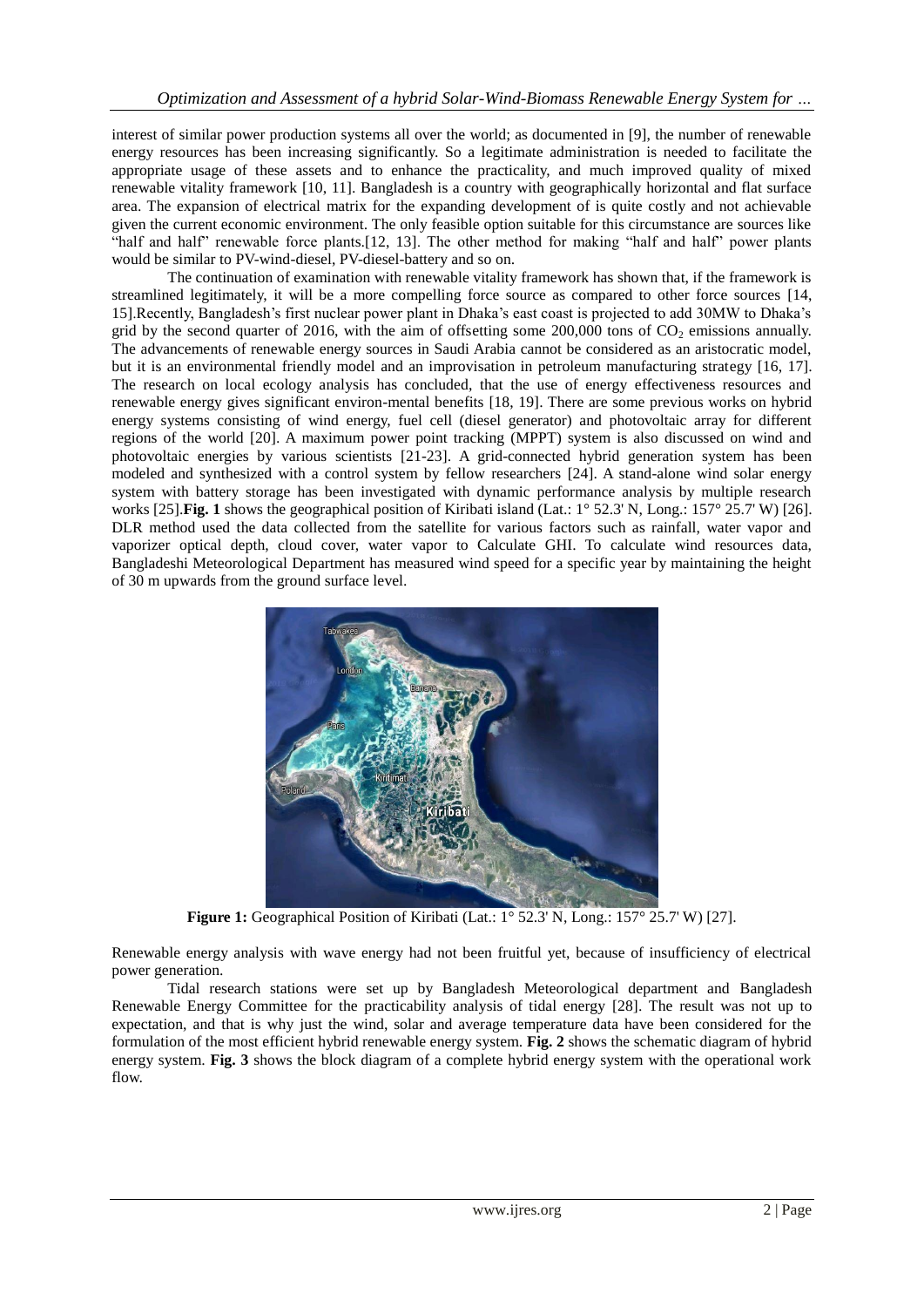interest of similar power production systems all over the world; as documented in [9], the number of renewable energy resources has been increasing significantly. So a legitimate administration is needed to facilitate the appropriate usage of these assets and to enhance the practicality, and much improved quality of mixed renewable vitality framework [10, 11]. Bangladesh is a country with geographically horizontal and flat surface area. The expansion of electrical matrix for the expanding development of is quite costly and not achievable given the current economic environment. The only feasible option suitable for this circumstance are sources like "half and half" renewable force plants.[12, 13]. The other method for making "half and half" power plants would be similar to PV-wind-diesel, PV-diesel-battery and so on.

The continuation of examination with renewable vitality framework has shown that, if the framework is streamlined legitimately, it will be a more compelling force source as compared to other force sources [14, 15].Recently, Bangladesh's first nuclear power plant in Dhaka's east coast is projected to add 30MW to Dhaka's grid by the second quarter of 2016, with the aim of offsetting some 200,000 tons of $CO_2$ emissions annually. The advancements of renewable energy sources in Saudi Arabia cannot be considered as an aristocratic model, but it is an environmental friendly model and an improvisation in petroleum manufacturing strategy [16, 17]. The research on local ecology analysis has concluded, that the use of energy effectiveness resources and renewable energy gives significant environ-mental benefits [18, 19]. There are some previous works on hybrid energy systems consisting of wind energy, fuel cell (diesel generator) and photovoltaic array for different regions of the world [20]. A maximum power point tracking (MPPT) system is also discussed on wind and photovoltaic energies by various scientists [21-23]. A grid-connected hybrid generation system has been modeled and synthesized with a control system by fellow researchers [24]. A stand-alone wind solar energy system with battery storage has been investigated with dynamic performance analysis by multiple research works [25].**Fig. 1** shows the geographical position of Kiribati island (Lat.: 1° 52.3' N, Long.: 157° 25.7' W) [26]. DLR method used the data collected from the satellite for various factors such as rainfall, water vapor and vaporizer optical depth, cloud cover, water vapor to Calculate GHI. To calculate wind resources data, Bangladeshi Meteorological Department has measured wind speed for a specific year by maintaining the height of 30 m upwards from the ground surface level.

**Figure 1:** Geographical Position of Kiribati (Lat.: 1° 52.3' N, Long.: 157° 25.7' W) [27].

Renewable energy analysis with wave energy had not been fruitful yet, because of insufficiency of electrical power generation.

Tidal research stations were set up by Bangladesh Meteorological department and Bangladesh Renewable Energy Committee for the practicability analysis of tidal energy [28]. The result was not up to expectation, and that is why just the wind, solar and average temperature data have been considered for the formulation of the most efficient hybrid renewable energy system. **Fig. 2** shows the schematic diagram of hybrid energy system. **Fig. 3** shows the block diagram of a complete hybrid energy system with the operational work flow.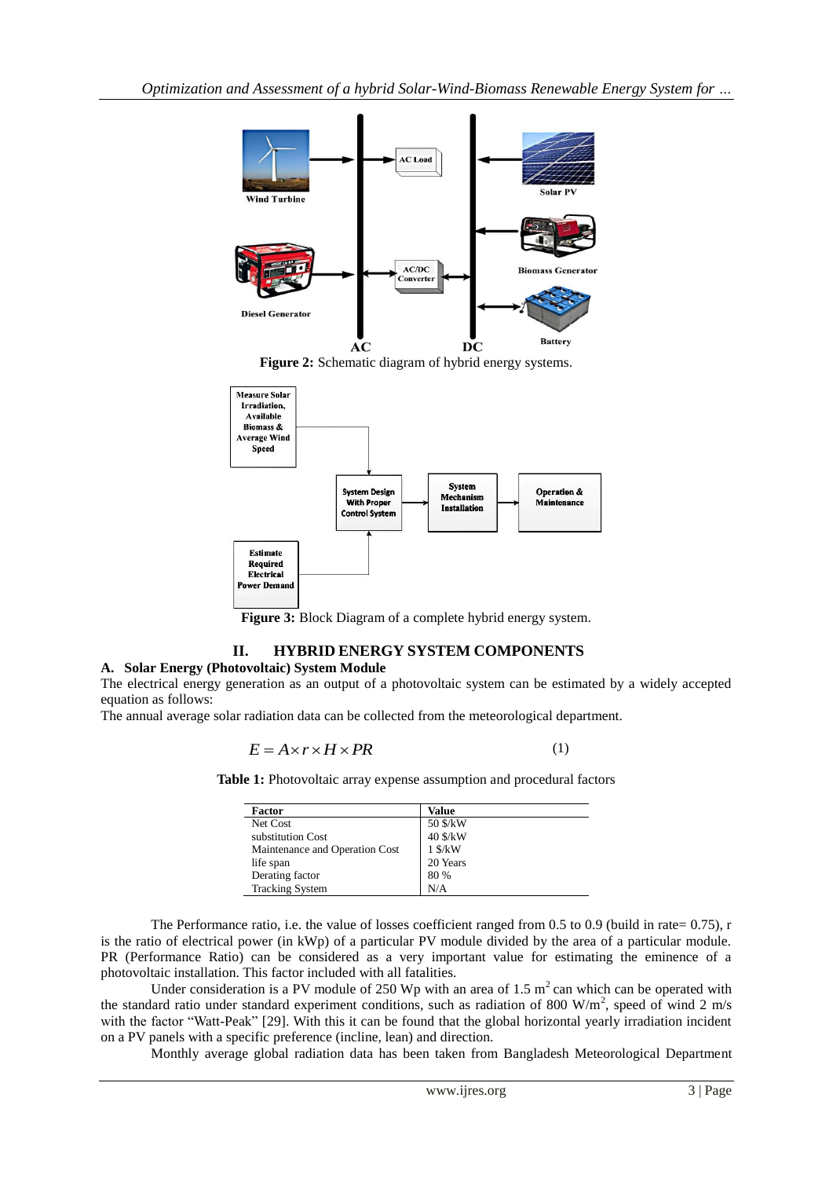Figure 2: Schematic diagram of hybrid energy systems.

Figure 3: Block Diagram of a complete hybrid energy system.

## II. HYBRID ENERGY SYSTEM COMPONENTS

### A. Solar Energy (Photovoltaic) System Module

The electrical energy generation as an output of a photovoltaic system can be estimated by a widely accepted equation as follows:

The annual average solar radiation data can be collected from the meteorological department.

$$E = A \times r \times H \times PR \tag{1}$$

**Table 1:** Photovoltaic array expense assumption and procedural factors

| Factor | Value |
|---|---|
| Net Cost | 50 \$/kW |
| substitution Cost | 40 \$/kW |
| Maintenance and Operation Cost | 1 \$/kW |
| life span | 20 Years |
| Derating factor | 80 % |
| Tracking System | N/A |

The Performance ratio, i.e. the value of losses coefficient ranged from 0.5 to 0.9 (build in rate= 0.75), r is the ratio of electrical power (in kWp) of a particular PV module divided by the area of a particular module. PR (Performance Ratio) can be considered as a very important value for estimating the eminence of a photovoltaic installation. This factor included with all fatalities.

Under consideration is a PV module of 250 Wp with an area of 1.5 $m^2$ can which can be operated with the standard ratio under standard experiment conditions, such as radiation of 800 $W/m^2$, speed of wind 2 m/s with the factor "Watt-Peak" [29]. With this it can be found that the global horizontal yearly irradiation incident on a PV panels with a specific preference (incline, lean) and direction.

Monthly average global radiation data has been taken from Bangladesh Meteorological Department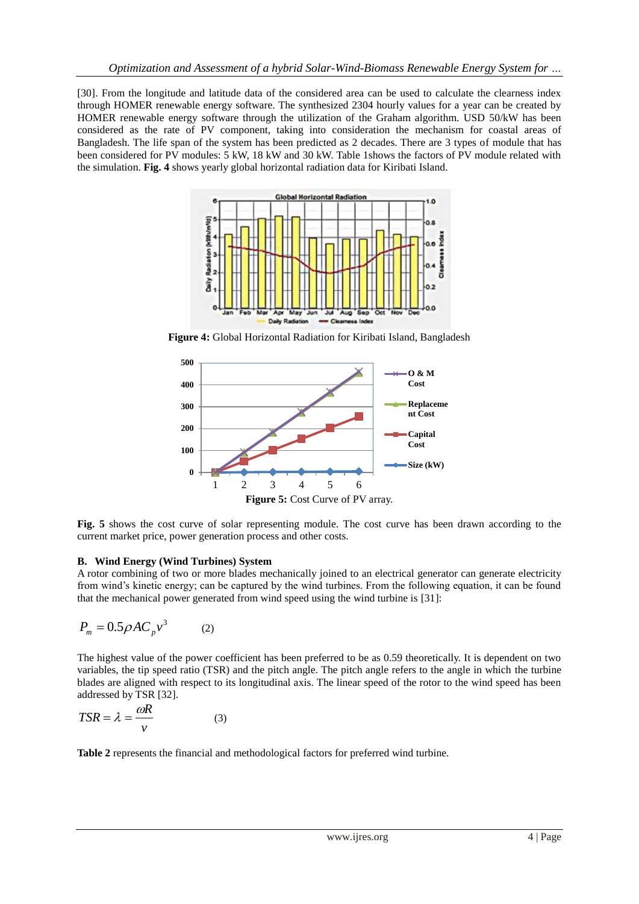[30]. From the longitude and latitude data of the considered area can be used to calculate the clearness index through HOMER renewable energy software. The synthesized 2304 hourly values for a year can be created by HOMER renewable energy software through the utilization of the Graham algorithm. USD 50/kW has been considered as the rate of PV component, taking into consideration the mechanism for coastal areas of Bangladesh. The life span of the system has been predicted as 2 decades. There are 3 types of module that has been considered for PV modules: 5 kW, 18 kW and 30 kW. Table 1shows the factors of PV module related with the simulation. **Fig. 4** shows yearly global horizontal radiation data for Kiribati Island.

**Figure 4:** Global Horizontal Radiation for Kiribati Island, Bangladesh

**Figure 5:** Cost Curve of PV array.

**Fig. 5** shows the cost curve of solar representing module. The cost curve has been drawn according to the current market price, power generation process and other costs.

### B. Wind Energy (Wind Turbines) System

A rotor combining of two or more blades mechanically joined to an electrical generator can generate electricity from wind's kinetic energy; can be captured by the wind turbines. From the following equation, it can be found that the mechanical power generated from wind speed using the wind turbine is [31]:

$$P_m = 0.5 \rho A C_p v^3 \qquad (2)$$

The highest value of the power coefficient has been preferred to be as 0.59 theoretically. It is dependent on two variables, the tip speed ratio (TSR) and the pitch angle. The pitch angle refers to the angle in which the turbine blades are aligned with respect to its longitudinal axis. The linear speed of the rotor to the wind speed has been addressed by TSR [32].

$$TSR = \lambda = \frac{\omega R}{v} \qquad (3)$$

**Table 2** represents the financial and methodological factors for preferred wind turbine.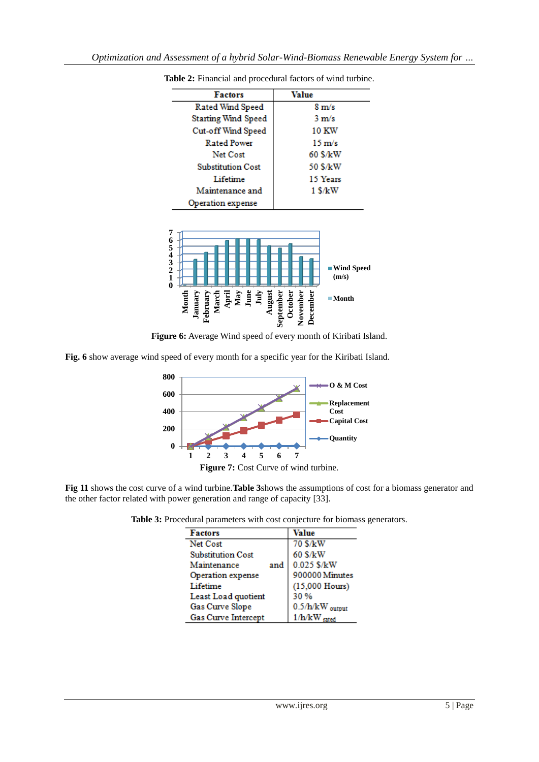**Table 2:** Financial and procedural factors of wind turbine.

| Factors | Value |
|---|---|
| Rated Wind Speed | 8 m/s |
| Starting Wind Speed | 3 m/s |
| Cut-off Wind Speed | 10 KW |
| Rated Power | 15 m/s |
| Net Cost | 60 $/kW |
| Substitution Cost | 50 $/kW |
| Lifetime | 15 Years |
| Maintenance and Operation expense | 1 $/kW |

**Figure 6:** Average Wind speed of every month of Kiribati Island.

**Fig. 6** show average wind speed of every month for a specific year for the Kiribati Island.

**Figure 7:** Cost Curve of wind turbine.

**Fig 11** shows the cost curve of a wind turbine.**Table 3**shows the assumptions of cost for a biomass generator and the other factor related with power generation and range of capacity [33].

**Table 3:** Procedural parameters with cost conjecture for biomass generators.

| Factors | Value |
|---|---|
| Net Cost | 70 $/kW |
| Substitution Cost | 60 $/kW |
| Maintenance and Operation expense | 0.025 $/kW |
| Lifetime | 900000 Minutes (15,000 Hours) |
| Least Load quotient | 30 % |
| Gas Curve Slope | 0.5/h/kW $_{output}$ |
| Gas Curve Intercept | 1/h/kW $_{rated}$ |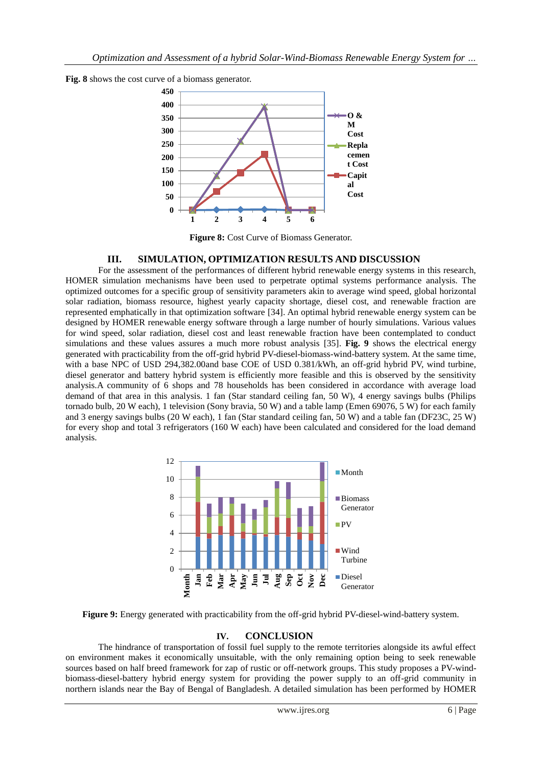**Fig. 8** shows the cost curve of a biomass generator.

**Figure 8:** Cost Curve of Biomass Generator.

## III. SIMULATION, OPTIMIZATION RESULTS AND DISCUSSION

For the assessment of the performances of different hybrid renewable energy systems in this research, HOMER simulation mechanisms have been used to perpetrate optimal systems performance analysis. The optimized outcomes for a specific group of sensitivity parameters akin to average wind speed, global horizontal solar radiation, biomass resource, highest yearly capacity shortage, diesel cost, and renewable fraction are represented emphatically in that optimization software [34]. An optimal hybrid renewable energy system can be designed by HOMER renewable energy software through a large number of hourly simulations. Various values for wind speed, solar radiation, diesel cost and least renewable fraction have been contemplated to conduct simulations and these values assures a much more robust analysis [35]. **Fig. 9** shows the electrical energy generated with practicability from the off-grid hybrid PV-diesel-biomass-wind-battery system. At the same time, with a base NPC of USD 294,382.00and base COE of USD 0.381/kWh, an off-grid hybrid PV, wind turbine, diesel generator and battery hybrid system is efficiently more feasible and this is observed by the sensitivity analysis.A community of 6 shops and 78 households has been considered in accordance with average load demand of that area in this analysis. 1 fan (Star standard ceiling fan, 50 W), 4 energy savings bulbs (Philips tornado bulb, 20 W each), 1 television (Sony bravia, 50 W) and a table lamp (Emen 69076, 5 W) for each family and 3 energy savings bulbs (20 W each), 1 fan (Star standard ceiling fan, 50 W) and a table fan (DF23C, 25 W) for every shop and total 3 refrigerators (160 W each) have been calculated and considered for the load demand analysis.

**Figure 9:** Energy generated with practicability from the off-grid hybrid PV-diesel-wind-battery system.

## IV. CONCLUSION

The hindrance of transportation of fossil fuel supply to the remote territories alongside its awful effect on environment makes it economically unsuitable, with the only remaining option being to seek renewable sources based on half breed framework for zap of rustic or off-network groups. This study proposes a PV-wind-biomass-diesel-battery hybrid energy system for providing the power supply to an off-grid community in northern islands near the Bay of Bengal of Bangladesh. A detailed simulation has been performed by HOMER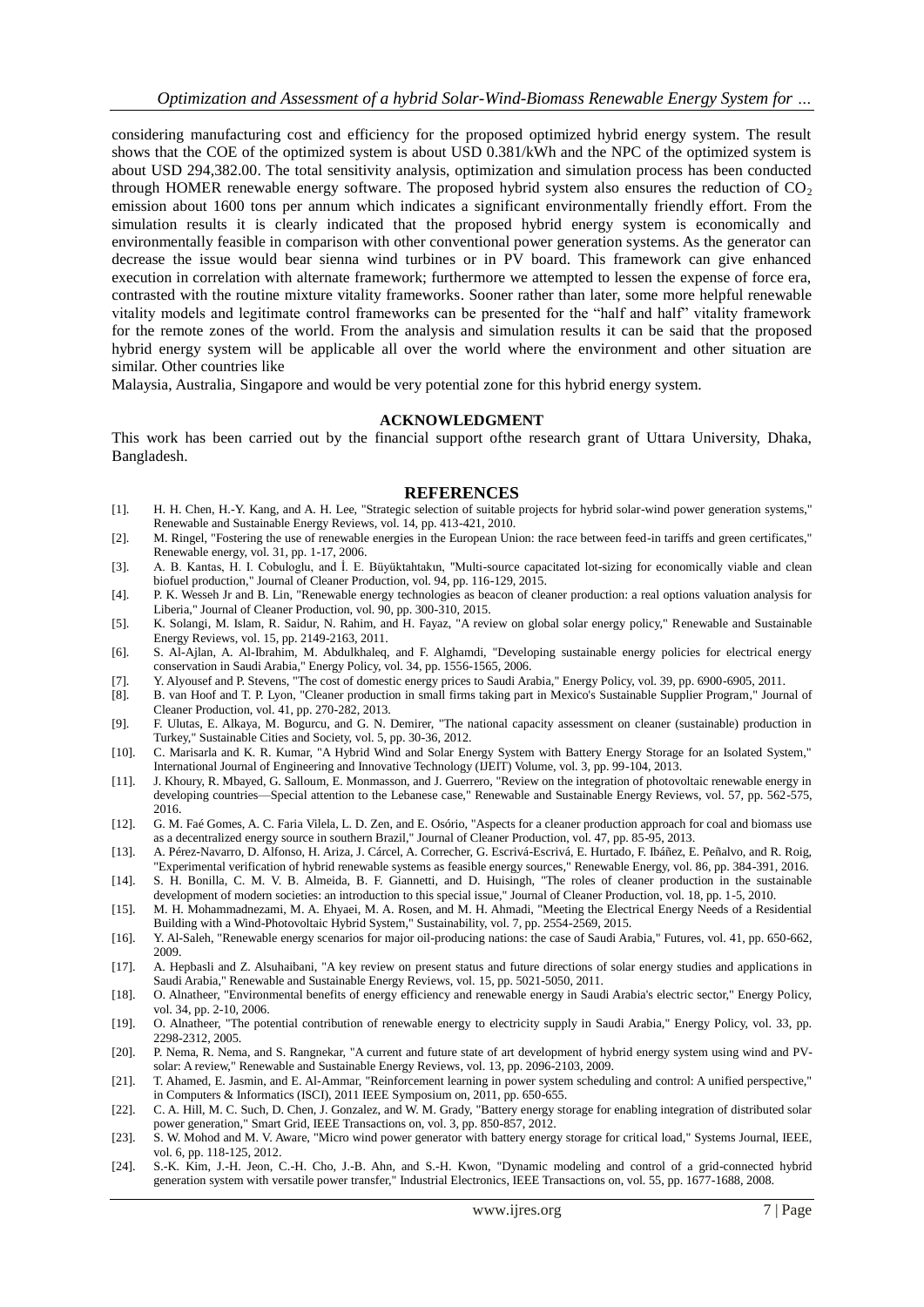considering manufacturing cost and efficiency for the proposed optimized hybrid energy system. The result shows that the COE of the optimized system is about USD 0.381/kWh and the NPC of the optimized system is about USD 294,382.00. The total sensitivity analysis, optimization and simulation process has been conducted through HOMER renewable energy software. The proposed hybrid system also ensures the reduction of $CO_2$ emission about 1600 tons per annum which indicates a significant environmentally friendly effort. From the simulation results it is clearly indicated that the proposed hybrid energy system is economically and environmentally feasible in comparison with other conventional power generation systems. As the generator can decrease the issue would bear sienna wind turbines or in PV board. This framework can give enhanced execution in correlation with alternate framework; furthermore we attempted to lessen the expense of force era, contrasted with the routine mixture vitality frameworks. Sooner rather than later, some more helpful renewable vitality models and legitimate control frameworks can be presented for the "half and half" vitality framework for the remote zones of the world. From the analysis and simulation results it can be said that the proposed hybrid energy system will be applicable all over the world where the environment and other situation are similar. Other countries like

Malaysia, Australia, Singapore and would be very potential zone for this hybrid energy system.

## ACKNOWLEDGMENT

This work has been carried out by the financial support ofthe research grant of Uttara University, Dhaka, Bangladesh.

## REFERENCES

[1]. H. H. Chen, H.-Y. Kang, and A. H. Lee, "Strategic selection of suitable projects for hybrid solar-wind power generation systems," Renewable and Sustainable Energy Reviews, vol. 14, pp. 413-421, 2010.

[2]. M. Ringel, "Fostering the use of renewable energies in the European Union: the race between feed-in tariffs and green certificates," Renewable energy, vol. 31, pp. 1-17, 2006.

[3]. A. B. Kantas, H. I. Cobuloglu, and İ. E. Büyüktahtakın, "Multi-source capacitated lot-sizing for economically viable and clean biofuel production," Journal of Cleaner Production, vol. 94, pp. 116-129, 2015.

[4]. P. K. Wesseh Jr and B. Lin, "Renewable energy technologies as beacon of cleaner production: a real options valuation analysis for Liberia," Journal of Cleaner Production, vol. 90, pp. 300-310, 2015.

[5]. K. Solangi, M. Islam, R. Saidur, N. Rahim, and H. Fayaz, "A review on global solar energy policy," Renewable and Sustainable Energy Reviews, vol. 15, pp. 2149-2163, 2011.

[6]. S. Al-Ajlan, A. Al-Ibrahim, M. Abdulkhaleq, and F. Alghamdi, "Developing sustainable energy policies for electrical energy conservation in Saudi Arabia," Energy Policy, vol. 34, pp. 1556-1565, 2006.

[7]. Y. Alyousef and P. Stevens, "The cost of domestic energy prices to Saudi Arabia," Energy Policy, vol. 39, pp. 6900-6905, 2011.

[8]. B. van Hoof and T. P. Lyon, "Cleaner production in small firms taking part in Mexico's Sustainable Supplier Program," Journal of Cleaner Production, vol. 41, pp. 270-282, 2013.

[9]. F. Ulutas, E. Alkaya, M. Bogurcu, and G. N. Demirer, "The national capacity assessment on cleaner (sustainable) production in Turkey," Sustainable Cities and Society, vol. 5, pp. 30-36, 2012.

[10]. C. Marisarla and K. R. Kumar, "A Hybrid Wind and Solar Energy System with Battery Energy Storage for an Isolated System," International Journal of Engineering and Innovative Technology (IJEIT) Volume, vol. 3, pp. 99-104, 2013.

[11]. J. Khoury, R. Mbayed, G. Salloum, E. Monmasson, and J. Guerrero, "Review on the integration of photovoltaic renewable energy in developing countries—Special attention to the Lebanese case," Renewable and Sustainable Energy Reviews, vol. 57, pp. 562-575, 2016.

[12]. G. M. Faé Gomes, A. C. Faria Vilela, L. D. Zen, and E. Osório, "Aspects for a cleaner production approach for coal and biomass use as a decentralized energy source in southern Brazil," Journal of Cleaner Production, vol. 47, pp. 85-95, 2013.

[13]. A. Pérez-Navarro, D. Alfonso, H. Ariza, J. Cárcel, A. Correcher, G. Escrivá-Escrivá, E. Hurtado, F. Ibáñez, E. Peñalvo, and R. Roig, "Experimental verification of hybrid renewable systems as feasible energy sources," Renewable Energy, vol. 86, pp. 384-391, 2016.

[14]. S. H. Bonilla, C. M. V. B. Almeida, B. F. Giannetti, and D. Huisingh, "The roles of cleaner production in the sustainable development of modern societies: an introduction to this special issue," Journal of Cleaner Production, vol. 18, pp. 1-5, 2010.

[15]. M. H. Mohammadnezami, M. A. Ehyaei, M. A. Rosen, and M. H. Ahmadi, "Meeting the Electrical Energy Needs of a Residential Building with a Wind-Photovoltaic Hybrid System," Sustainability, vol. 7, pp. 2554-2569, 2015.

[16]. Y. Al-Saleh, "Renewable energy scenarios for major oil-producing nations: the case of Saudi Arabia," Futures, vol. 41, pp. 650-662, 2009.

[17]. A. Hepbasli and Z. Alsuhaibani, "A key review on present status and future directions of solar energy studies and applications in Saudi Arabia," Renewable and Sustainable Energy Reviews, vol. 15, pp. 5021-5050, 2011.

[18]. O. Alnatheer, "Environmental benefits of energy efficiency and renewable energy in Saudi Arabia's electric sector," Energy Policy, vol. 34, pp. 2-10, 2006.

[19]. O. Alnatheer, "The potential contribution of renewable energy to electricity supply in Saudi Arabia," Energy Policy, vol. 33, pp. 2298-2312, 2005.

[20]. P. Nema, R. Nema, and S. Rangnekar, "A current and future state of art development of hybrid energy system using wind and PV-solar: A review," Renewable and Sustainable Energy Reviews, vol. 13, pp. 2096-2103, 2009.

[21]. T. Ahamed, E. Jasmin, and E. Al-Ammar, "Reinforcement learning in power system scheduling and control: A unified perspective," in Computers & Informatics (ISCI), 2011 IEEE Symposium on, 2011, pp. 650-655.

[22]. C. A. Hill, M. C. Such, D. Chen, J. Gonzalez, and W. M. Grady, "Battery energy storage for enabling integration of distributed solar power generation," Smart Grid, IEEE Transactions on, vol. 3, pp. 850-857, 2012.

[23]. S. W. Mohod and M. V. Aware, "Micro wind power generator with battery energy storage for critical load," Systems Journal, IEEE, vol. 6, pp. 118-125, 2012.

[24]. S.-K. Kim, J.-H. Jeon, C.-H. Cho, J.-B. Ahn, and S.-H. Kwon, "Dynamic modeling and control of a grid-connected hybrid generation system with versatile power transfer," Industrial Electronics, IEEE Transactions on, vol. 55, pp. 1677-1688, 2008.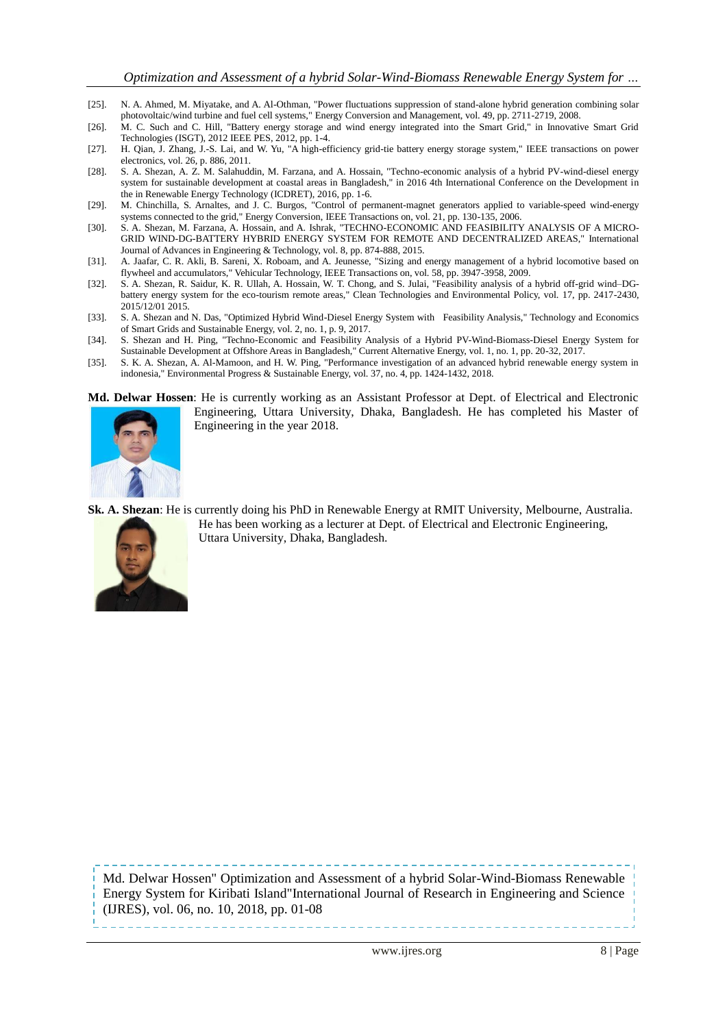[25]. N. A. Ahmed, M. Miyatake, and A. Al-Othman, "Power fluctuations suppression of stand-alone hybrid generation combining solar photovoltaic/wind turbine and fuel cell systems," Energy Conversion and Management, vol. 49, pp. 2711-2719, 2008.

[26]. M. C. Such and C. Hill, "Battery energy storage and wind energy integrated into the Smart Grid," in Innovative Smart Grid Technologies (ISGT), 2012 IEEE PES, 2012, pp. 1-4.

[27]. H. Qian, J. Zhang, J.-S. Lai, and W. Yu, "A high-efficiency grid-tie battery energy storage system," IEEE transactions on power electronics, vol. 26, p. 886, 2011.

[28]. S. A. Shezan, A. Z. M. Salahuddin, M. Farzana, and A. Hossain, "Techno-economic analysis of a hybrid PV-wind-diesel energy system for sustainable development at coastal areas in Bangladesh," in 2016 4th International Conference on the Development in the in Renewable Energy Technology (ICDRET), 2016, pp. 1-6.

[29]. M. Chinchilla, S. Arnaltes, and J. C. Burgos, "Control of permanent-magnet generators applied to variable-speed wind-energy systems connected to the grid," Energy Conversion, IEEE Transactions on, vol. 21, pp. 130-135, 2006.

[30]. S. A. Shezan, M. Farzana, A. Hossain, and A. Ishrak, "TECHNO-ECONOMIC AND FEASIBILITY ANALYSIS OF A MICRO-GRID WIND-DG-BATTERY HYBRID ENERGY SYSTEM FOR REMOTE AND DECENTRALIZED AREAS," International Journal of Advances in Engineering & Technology, vol. 8, pp. 874-888, 2015.

[31]. A. Jaafar, C. R. Akli, B. Sareni, X. Roboam, and A. Jeunesse, "Sizing and energy management of a hybrid locomotive based on flywheel and accumulators," Vehicular Technology, IEEE Transactions on, vol. 58, pp. 3947-3958, 2009.

[32]. S. A. Shezan, R. Saidur, K. R. Ullah, A. Hossain, W. T. Chong, and S. Julai, "Feasibility analysis of a hybrid off-grid wind–DG-battery energy system for the eco-tourism remote areas," Clean Technologies and Environmental Policy, vol. 17, pp. 2417-2430, 2015/12/01 2015.

[33]. S. A. Shezan and N. Das, "Optimized Hybrid Wind-Diesel Energy System with Feasibility Analysis," Technology and Economics of Smart Grids and Sustainable Energy, vol. 2, no. 1, p. 9, 2017.

[34]. S. Shezan and H. Ping, "Techno-Economic and Feasibility Analysis of a Hybrid PV-Wind-Biomass-Diesel Energy System for Sustainable Development at Offshore Areas in Bangladesh," Current Alternative Energy, vol. 1, no. 1, pp. 20-32, 2017.

[35]. S. K. A. Shezan, A. Al-Mamoon, and H. W. Ping, "Performance investigation of an advanced hybrid renewable energy system in indonesia," Environmental Progress & Sustainable Energy, vol. 37, no. 4, pp. 1424-1432, 2018.

**Md. Delwar Hossen**: He is currently working as an Assistant Professor at Dept. of Electrical and Electronic Engineering, Uttara University, Dhaka, Bangladesh. He has completed his Master of Engineering in the year 2018.

**Sk. A. Shezan**: He is currently doing his PhD in Renewable Energy at RMIT University, Melbourne, Australia. He has been working as a lecturer at Dept. of Electrical and Electronic Engineering, Uttara University, Dhaka, Bangladesh.

Md. Delwar Hossen" Optimization and Assessment of a hybrid Solar-Wind-Biomass Renewable Energy System for Kiribati Island"International Journal of Research in Engineering and Science (IJRES), vol. 06, no. 10, 2018, pp. 01-08